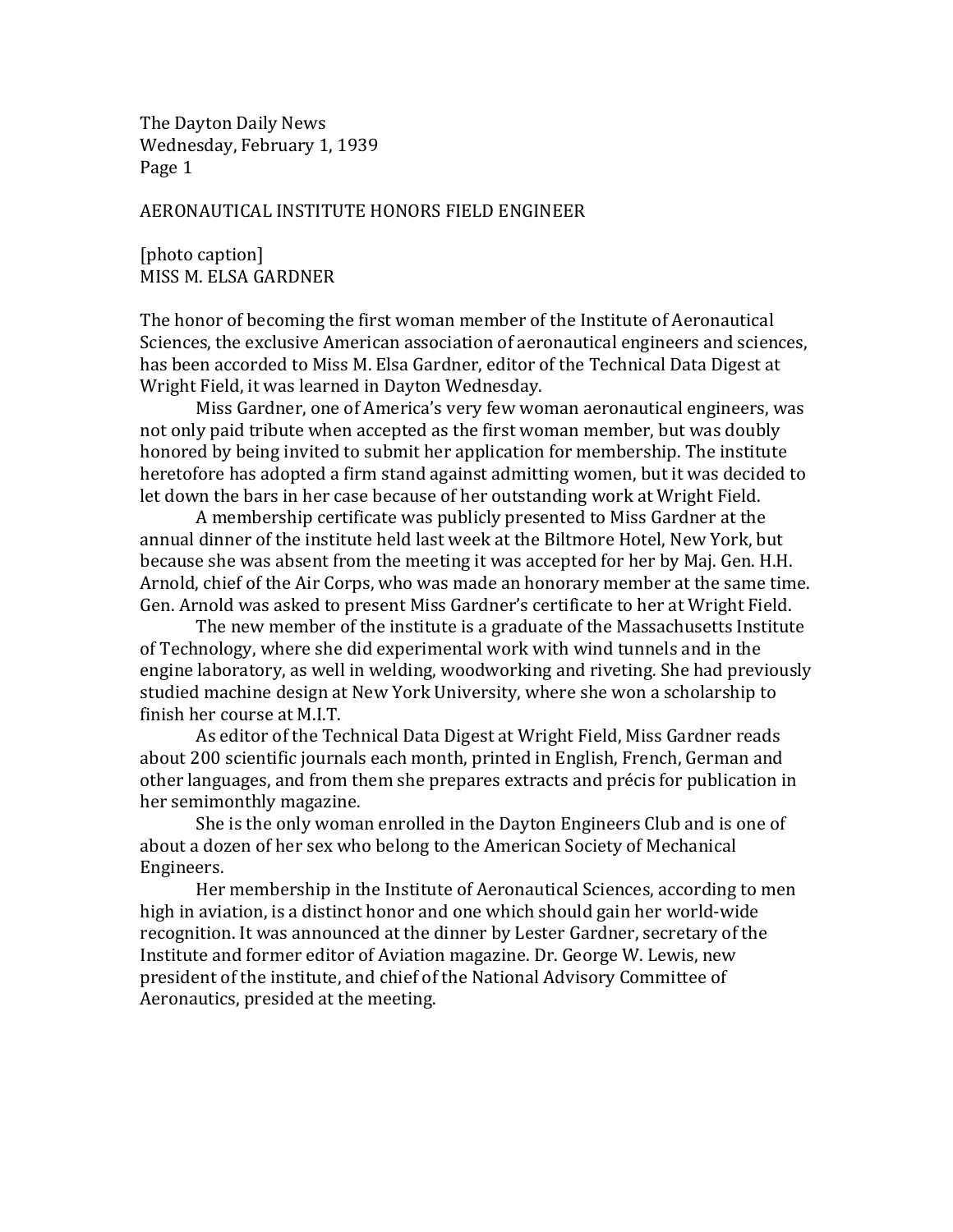The Dayton Daily News
Wednesday, February 1, 1939
Page 1

# AERONAUTICAL INSTITUTE HONORS FIELD ENGINEER

[photo caption]
MISS M. ELSA GARDNER

The honor of becoming the first woman member of the Institute of Aeronautical Sciences, the exclusive American association of aeronautical engineers and sciences, has been accorded to Miss M. Elsa Gardner, editor of the Technical Data Digest at Wright Field, it was learned in Dayton Wednesday.

Miss Gardner, one of America's very few woman aeronautical engineers, was not only paid tribute when accepted as the first woman member, but was doubly honored by being invited to submit her application for membership. The institute heretofore has adopted a firm stand against admitting women, but it was decided to let down the bars in her case because of her outstanding work at Wright Field.

A membership certificate was publicly presented to Miss Gardner at the annual dinner of the institute held last week at the Biltmore Hotel, New York, but because she was absent from the meeting it was accepted for her by Maj. Gen. H.H. Arnold, chief of the Air Corps, who was made an honorary member at the same time. Gen. Arnold was asked to present Miss Gardner's certificate to her at Wright Field.

The new member of the institute is a graduate of the Massachusetts Institute of Technology, where she did experimental work with wind tunnels and in the engine laboratory, as well in welding, woodworking and riveting. She had previously studied machine design at New York University, where she won a scholarship to finish her course at M.I.T.

As editor of the Technical Data Digest at Wright Field, Miss Gardner reads about 200 scientific journals each month, printed in English, French, German and other languages, and from them she prepares extracts and précis for publication in her semimonthly magazine.

She is the only woman enrolled in the Dayton Engineers Club and is one of about a dozen of her sex who belong to the American Society of Mechanical Engineers.

Her membership in the Institute of Aeronautical Sciences, according to men high in aviation, is a distinct honor and one which should gain her world-wide recognition. It was announced at the dinner by Lester Gardner, secretary of the Institute and former editor of Aviation magazine. Dr. George W. Lewis, new president of the institute, and chief of the National Advisory Committee of Aeronautics, presided at the meeting.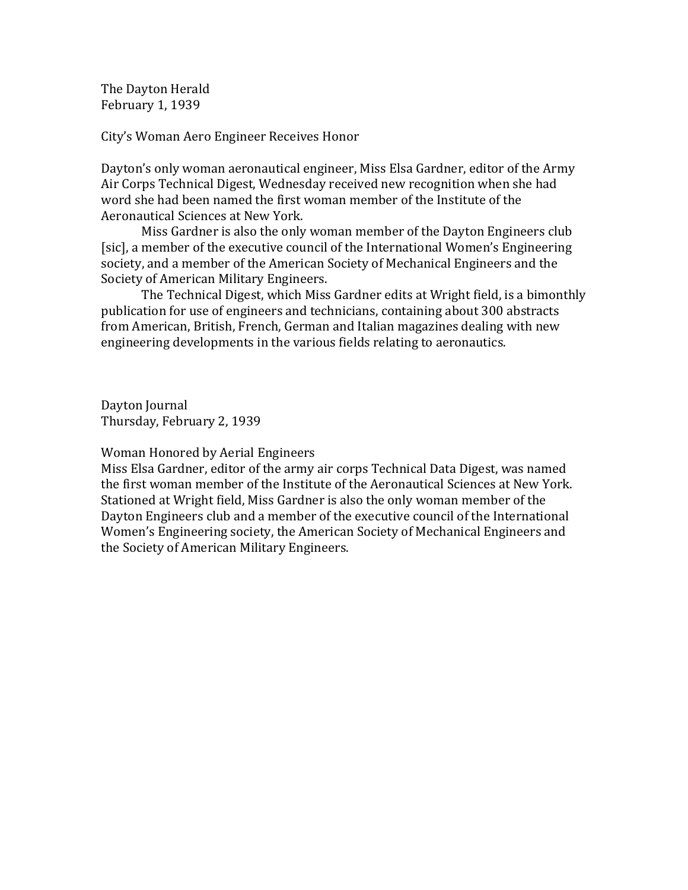The Dayton Herald
February 1, 1939

City's Woman Aero Engineer Receives Honor

Dayton's only woman aeronautical engineer, Miss Elsa Gardner, editor of the Army Air Corps Technical Digest, Wednesday received new recognition when she had word she had been named the first woman member of the Institute of the Aeronautical Sciences at New York.

Miss Gardner is also the only woman member of the Dayton Engineers club [sic], a member of the executive council of the International Women's Engineering society, and a member of the American Society of Mechanical Engineers and the Society of American Military Engineers.

The Technical Digest, which Miss Gardner edits at Wright field, is a bimonthly publication for use of engineers and technicians, containing about 300 abstracts from American, British, French, German and Italian magazines dealing with new engineering developments in the various fields relating to aeronautics.

Dayton Journal
Thursday, February 2, 1939

Woman Honored by Aerial Engineers

Miss Elsa Gardner, editor of the army air corps Technical Data Digest, was named the first woman member of the Institute of the Aeronautical Sciences at New York. Stationed at Wright field, Miss Gardner is also the only woman member of the Dayton Engineers club and a member of the executive council of the International Women's Engineering society, the American Society of Mechanical Engineers and the Society of American Military Engineers.